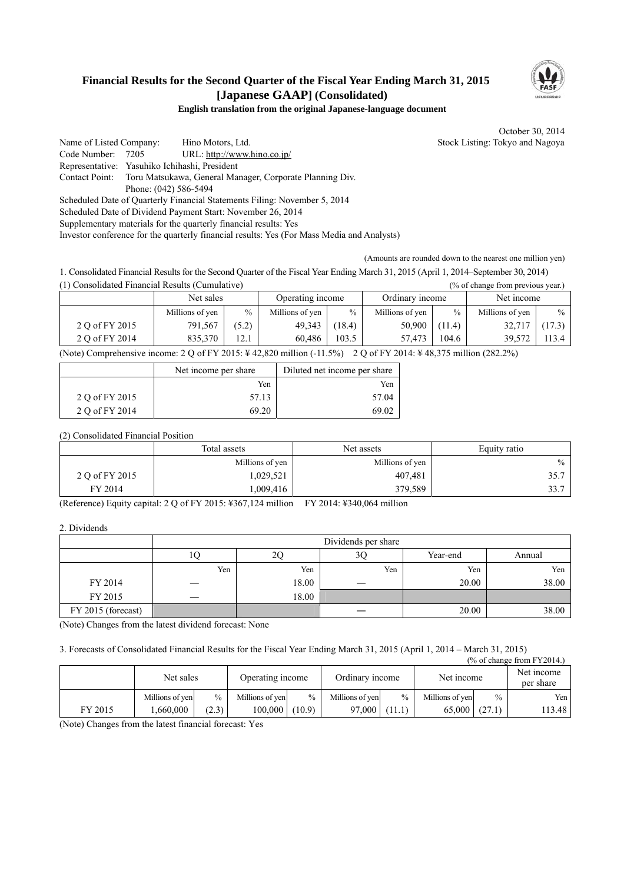# Financial Results for the Second Quarter of the Fiscal Year Ending March 31, 2015 [Japanese GAAP] (Consolidated)

**English translation from the original Japanese-language document**

October 30, 2014

Name of Listed Company: Hino Motors, Ltd. Stock Listing: Tokyo and Nagoya
Code Number: 7205 URL: http://www.hino.co.jp/
Representative: Yasuhiko Ichihashi, President
Contact Point: Toru Matsukawa, General Manager, Corporate Planning Div.
Phone: (042) 586-5494
Scheduled Date of Quarterly Financial Statements Filing: November 5, 2014
Scheduled Date of Dividend Payment Start: November 26, 2014
Supplementary materials for the quarterly financial results: Yes
Investor conference for the quarterly financial results: Yes (For Mass Media and Analysts)

(Amounts are rounded down to the nearest one million yen)

1. Consolidated Financial Results for the Second Quarter of the Fiscal Year Ending March 31, 2015 (April 1, 2014–September 30, 2014)

(1) Consolidated Financial Results (Cumulative) (% of change from previous year.)

| | Net sales | | Operating income | | Ordinary income | | Net income | |
|---|---|---|---|---|---|---|---|---|
| | Millions of yen | % | Millions of yen | % | Millions of yen | % | Millions of yen | % |
| 2 Q of FY 2015 | 791,567 | (5.2) | 49,343 | (18.4) | 50,900 | (11.4) | 32,717 | (17.3) |
| 2 Q of FY 2014 | 835,370 | 12.1 | 60,486 | 103.5 | 57,473 | 104.6 | 39,572 | 113.4 |

(Note) Comprehensive income: 2 Q of FY 2015: ¥ 42,820 million (-11.5%) 2 Q of FY 2014: ¥ 48,375 million (282.2%)

| | Net income per share | Diluted net income per share |
|---|---|---|
| | Yen | Yen |
| 2 Q of FY 2015 | 57.13 | 57.04 |
| 2 Q of FY 2014 | 69.20 | 69.02 |

(2) Consolidated Financial Position

| | Total assets | Net assets | Equity ratio |
|---|---|---|---|
| | Millions of yen | Millions of yen | % |
| 2 Q of FY 2015 | 1,029,521 | 407,481 | 35.7 |
| FY 2014 | 1,009,416 | 379,589 | 33.7 |

(Reference) Equity capital: 2 Q of FY 2015: ¥367,124 million FY 2014: ¥340,064 million

2. Dividends

| | Dividends per share | | | | |
|---|---|---|---|---|---|
| | 1Q | 2Q | 3Q | Year-end | Annual |
| | Yen | Yen | Yen | Yen | Yen |
| FY 2014 | — | 18.00 | — | 20.00 | 38.00 |
| FY 2015 | — | 18.00 | | | |
| FY 2015 (forecast) | | | — | 20.00 | 38.00 |

(Note) Changes from the latest dividend forecast: None

3. Forecasts of Consolidated Financial Results for the Fiscal Year Ending March 31, 2015 (April 1, 2014 – March 31, 2015)

(% of change from FY2014.)

| | Net sales | | Operating income | | Ordinary income | | Net income | | Net income per share |
|---|---|---|---|---|---|---|---|---|---|
| | Millions of yen | % | Millions of yen | % | Millions of yen | % | Millions of yen | % | Yen |
| FY 2015 | 1,660,000 | (2.3) | 100,000 | (10.9) | 97,000 | (11.1) | 65,000 | (27.1) | 113.48 |

(Note) Changes from the latest financial forecast: Yes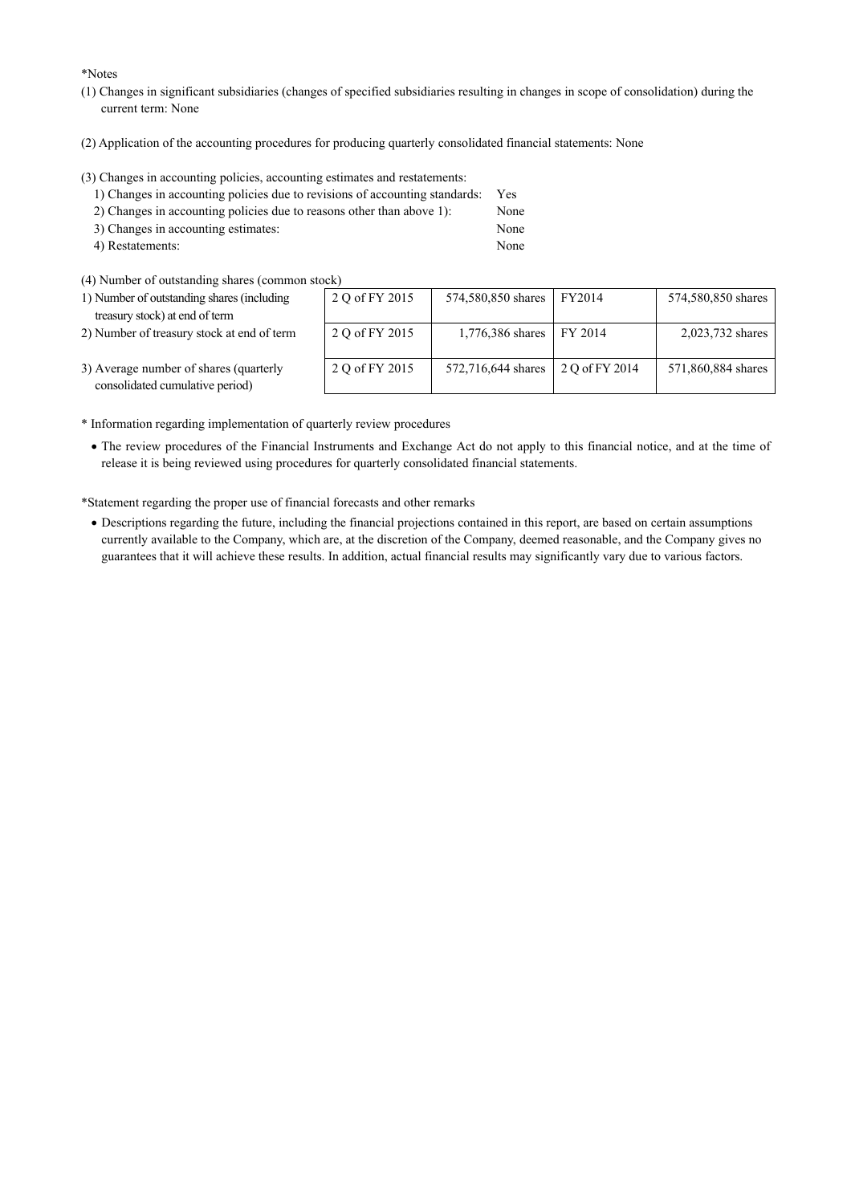*Notes

(1) Changes in significant subsidiaries (changes of specified subsidiaries resulting in changes in scope of consolidation) during the current term: None

(2) Application of the accounting procedures for producing quarterly consolidated financial statements: None

(3) Changes in accounting policies, accounting estimates and restatements:

1) Changes in accounting policies due to revisions of accounting standards: Yes
2) Changes in accounting policies due to reasons other than above 1): None
3) Changes in accounting estimates: None
4) Restatements: None

(4) Number of outstanding shares (common stock)

| | | | | |
|---|---|---|---|---|
| 1) Number of outstanding shares (including treasury stock) at end of term | 2 Q of FY 2015 | 574,580,850 shares | FY2014 | 574,580,850 shares |
| 2) Number of treasury stock at end of term | 2 Q of FY 2015 | 1,776,386 shares | FY 2014 | 2,023,732 shares |
| 3) Average number of shares (quarterly consolidated cumulative period) | 2 Q of FY 2015 | 572,716,644 shares | 2 Q of FY 2014 | 571,860,884 shares |

* Information regarding implementation of quarterly review procedures

- The review procedures of the Financial Instruments and Exchange Act do not apply to this financial notice, and at the time of release it is being reviewed using procedures for quarterly consolidated financial statements.

*Statement regarding the proper use of financial forecasts and other remarks

- Descriptions regarding the future, including the financial projections contained in this report, are based on certain assumptions currently available to the Company, which are, at the discretion of the Company, deemed reasonable, and the Company gives no guarantees that it will achieve these results. In addition, actual financial results may significantly vary due to various factors.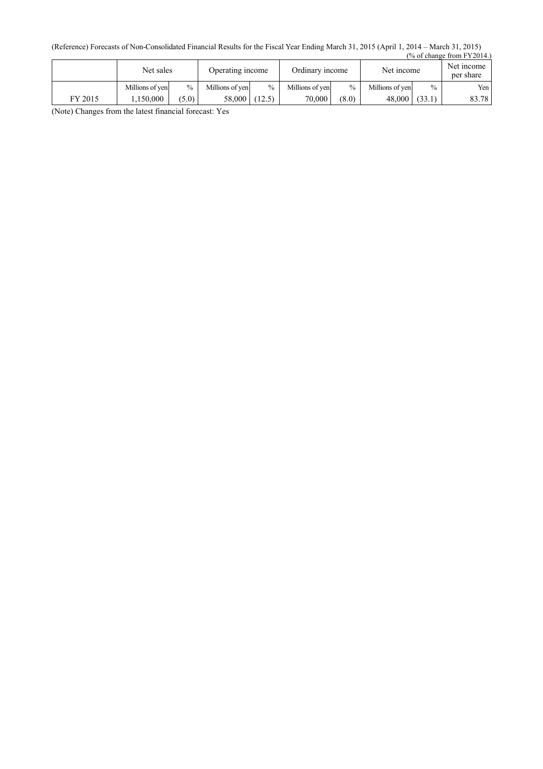(Reference) Forecasts of Non-Consolidated Financial Results for the Fiscal Year Ending March 31, 2015 (April 1, 2014 – March 31, 2015)

(% of change from FY2014.)

| | Net sales | | Operating income | | Ordinary income | | Net income | | Net income per share |
|---|---|---|---|---|---|---|---|---|---|
| | Millions of yen | % | Millions of yen | % | Millions of yen | % | Millions of yen | % | Yen |
| FY 2015 | 1,150,000 | (5.0) | 58,000 | (12.5) | 70,000 | (8.0) | 48,000 | (33.1) | 83.78 |

(Note) Changes from the latest financial forecast: Yes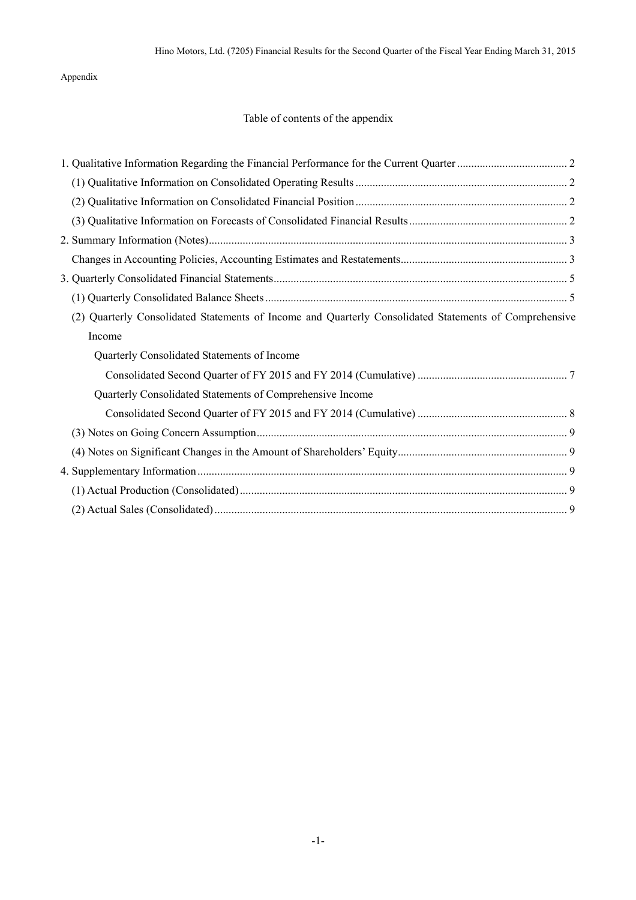Appendix

## Table of contents of the appendix

1. Qualitative Information Regarding the Financial Performance for the Current Quarter ....................................... 2
   (1) Qualitative Information on Consolidated Operating Results ........................................................................... 2
   (2) Qualitative Information on Consolidated Financial Position ........................................................................... 2
   (3) Qualitative Information on Forecasts of Consolidated Financial Results ........................................................ 2
2. Summary Information (Notes) .............................................................................................................................. 3
   Changes in Accounting Policies, Accounting Estimates and Restatements .......................................................... 3
3. Quarterly Consolidated Financial Statements ....................................................................................................... 5
   (1) Quarterly Consolidated Balance Sheets ........................................................................................................... 5
   (2) Quarterly Consolidated Statements of Income and Quarterly Consolidated Statements of Comprehensive Income
      Quarterly Consolidated Statements of Income
         Consolidated Second Quarter of FY 2015 and FY 2014 (Cumulative) ..................................................... 7
      Quarterly Consolidated Statements of Comprehensive Income
         Consolidated Second Quarter of FY 2015 and FY 2014 (Cumulative) ..................................................... 8
   (3) Notes on Going Concern Assumption ............................................................................................................. 9
   (4) Notes on Significant Changes in the Amount of Shareholders' Equity ............................................................ 9
4. Supplementary Information .................................................................................................................................. 9
   (1) Actual Production (Consolidated) ................................................................................................................... 9
   (2) Actual Sales (Consolidated) ............................................................................................................................ 9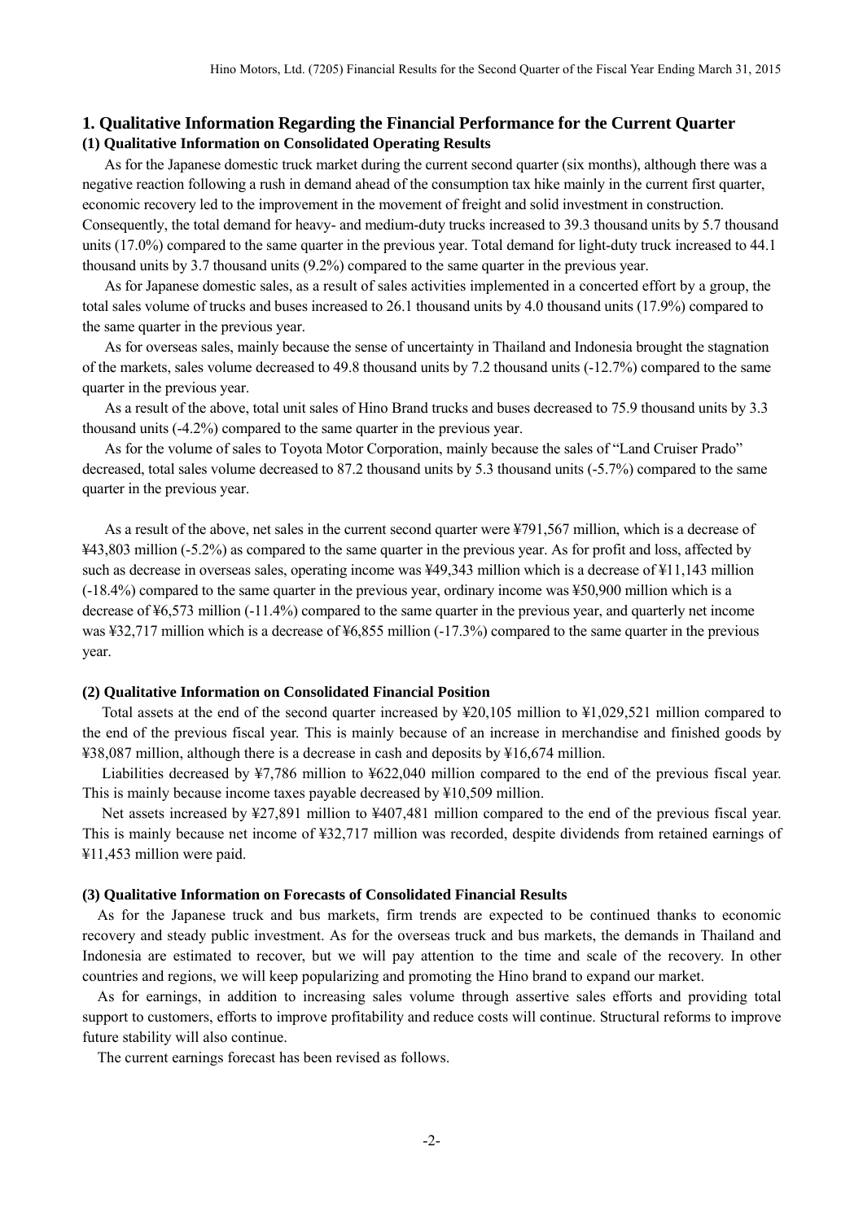## 1. Qualitative Information Regarding the Financial Performance for the Current Quarter

### (1) Qualitative Information on Consolidated Operating Results

As for the Japanese domestic truck market during the current second quarter (six months), although there was a negative reaction following a rush in demand ahead of the consumption tax hike mainly in the current first quarter, economic recovery led to the improvement in the movement of freight and solid investment in construction. Consequently, the total demand for heavy- and medium-duty trucks increased to 39.3 thousand units by 5.7 thousand units (17.0%) compared to the same quarter in the previous year. Total demand for light-duty truck increased to 44.1 thousand units by 3.7 thousand units (9.2%) compared to the same quarter in the previous year.

As for Japanese domestic sales, as a result of sales activities implemented in a concerted effort by a group, the total sales volume of trucks and buses increased to 26.1 thousand units by 4.0 thousand units (17.9%) compared to the same quarter in the previous year.

As for overseas sales, mainly because the sense of uncertainty in Thailand and Indonesia brought the stagnation of the markets, sales volume decreased to 49.8 thousand units by 7.2 thousand units (-12.7%) compared to the same quarter in the previous year.

As a result of the above, total unit sales of Hino Brand trucks and buses decreased to 75.9 thousand units by 3.3 thousand units (-4.2%) compared to the same quarter in the previous year.

As for the volume of sales to Toyota Motor Corporation, mainly because the sales of "Land Cruiser Prado" decreased, total sales volume decreased to 87.2 thousand units by 5.3 thousand units (-5.7%) compared to the same quarter in the previous year.

As a result of the above, net sales in the current second quarter were ¥791,567 million, which is a decrease of ¥43,803 million (-5.2%) as compared to the same quarter in the previous year. As for profit and loss, affected by such as decrease in overseas sales, operating income was ¥49,343 million which is a decrease of ¥11,143 million (-18.4%) compared to the same quarter in the previous year, ordinary income was ¥50,900 million which is a decrease of ¥6,573 million (-11.4%) compared to the same quarter in the previous year, and quarterly net income was ¥32,717 million which is a decrease of ¥6,855 million (-17.3%) compared to the same quarter in the previous year.

### (2) Qualitative Information on Consolidated Financial Position

Total assets at the end of the second quarter increased by ¥20,105 million to ¥1,029,521 million compared to the end of the previous fiscal year. This is mainly because of an increase in merchandise and finished goods by ¥38,087 million, although there is a decrease in cash and deposits by ¥16,674 million.

Liabilities decreased by ¥7,786 million to ¥622,040 million compared to the end of the previous fiscal year. This is mainly because income taxes payable decreased by ¥10,509 million.

Net assets increased by ¥27,891 million to ¥407,481 million compared to the end of the previous fiscal year. This is mainly because net income of ¥32,717 million was recorded, despite dividends from retained earnings of ¥11,453 million were paid.

### (3) Qualitative Information on Forecasts of Consolidated Financial Results

As for the Japanese truck and bus markets, firm trends are expected to be continued thanks to economic recovery and steady public investment. As for the overseas truck and bus markets, the demands in Thailand and Indonesia are estimated to recover, but we will pay attention to the time and scale of the recovery. In other countries and regions, we will keep popularizing and promoting the Hino brand to expand our market.

As for earnings, in addition to increasing sales volume through assertive sales efforts and providing total support to customers, efforts to improve profitability and reduce costs will continue. Structural reforms to improve future stability will also continue.

The current earnings forecast has been revised as follows.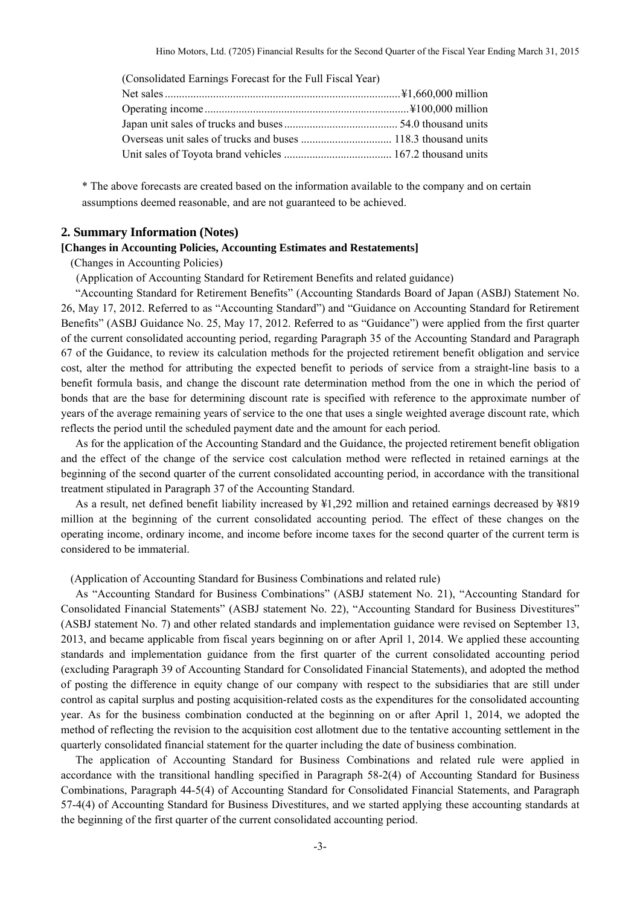(Consolidated Earnings Forecast for the Full Fiscal Year)

| | |
|---|---|
| Net sales | ¥1,660,000 million |
| Operating income | ¥100,000 million |
| Japan unit sales of trucks and buses | 54.0 thousand units |
| Overseas unit sales of trucks and buses | 118.3 thousand units |
| Unit sales of Toyota brand vehicles | 167.2 thousand units |

* The above forecasts are created based on the information available to the company and on certain assumptions deemed reasonable, and are not guaranteed to be achieved.

## 2. Summary Information (Notes)

**[Changes in Accounting Policies, Accounting Estimates and Restatements]**

(Changes in Accounting Policies)

(Application of Accounting Standard for Retirement Benefits and related guidance)

"Accounting Standard for Retirement Benefits" (Accounting Standards Board of Japan (ASBJ) Statement No. 26, May 17, 2012. Referred to as "Accounting Standard") and "Guidance on Accounting Standard for Retirement Benefits" (ASBJ Guidance No. 25, May 17, 2012. Referred to as "Guidance") were applied from the first quarter of the current consolidated accounting period, regarding Paragraph 35 of the Accounting Standard and Paragraph 67 of the Guidance, to review its calculation methods for the projected retirement benefit obligation and service cost, alter the method for attributing the expected benefit to periods of service from a straight-line basis to a benefit formula basis, and change the discount rate determination method from the one in which the period of bonds that are the base for determining discount rate is specified with reference to the approximate number of years of the average remaining years of service to the one that uses a single weighted average discount rate, which reflects the period until the scheduled payment date and the amount for each period.

As for the application of the Accounting Standard and the Guidance, the projected retirement benefit obligation and the effect of the change of the service cost calculation method were reflected in retained earnings at the beginning of the second quarter of the current consolidated accounting period, in accordance with the transitional treatment stipulated in Paragraph 37 of the Accounting Standard.

As a result, net defined benefit liability increased by ¥1,292 million and retained earnings decreased by ¥819 million at the beginning of the current consolidated accounting period. The effect of these changes on the operating income, ordinary income, and income before income taxes for the second quarter of the current term is considered to be immaterial.

(Application of Accounting Standard for Business Combinations and related rule)

As "Accounting Standard for Business Combinations" (ASBJ statement No. 21), "Accounting Standard for Consolidated Financial Statements" (ASBJ statement No. 22), "Accounting Standard for Business Divestitures" (ASBJ statement No. 7) and other related standards and implementation guidance were revised on September 13, 2013, and became applicable from fiscal years beginning on or after April 1, 2014. We applied these accounting standards and implementation guidance from the first quarter of the current consolidated accounting period (excluding Paragraph 39 of Accounting Standard for Consolidated Financial Statements), and adopted the method of posting the difference in equity change of our company with respect to the subsidiaries that are still under control as capital surplus and posting acquisition-related costs as the expenditures for the consolidated accounting year. As for the business combination conducted at the beginning on or after April 1, 2014, we adopted the method of reflecting the revision to the acquisition cost allotment due to the tentative accounting settlement in the quarterly consolidated financial statement for the quarter including the date of business combination.

The application of Accounting Standard for Business Combinations and related rule were applied in accordance with the transitional handling specified in Paragraph 58-2(4) of Accounting Standard for Business Combinations, Paragraph 44-5(4) of Accounting Standard for Consolidated Financial Statements, and Paragraph 57-4(4) of Accounting Standard for Business Divestitures, and we started applying these accounting standards at the beginning of the first quarter of the current consolidated accounting period.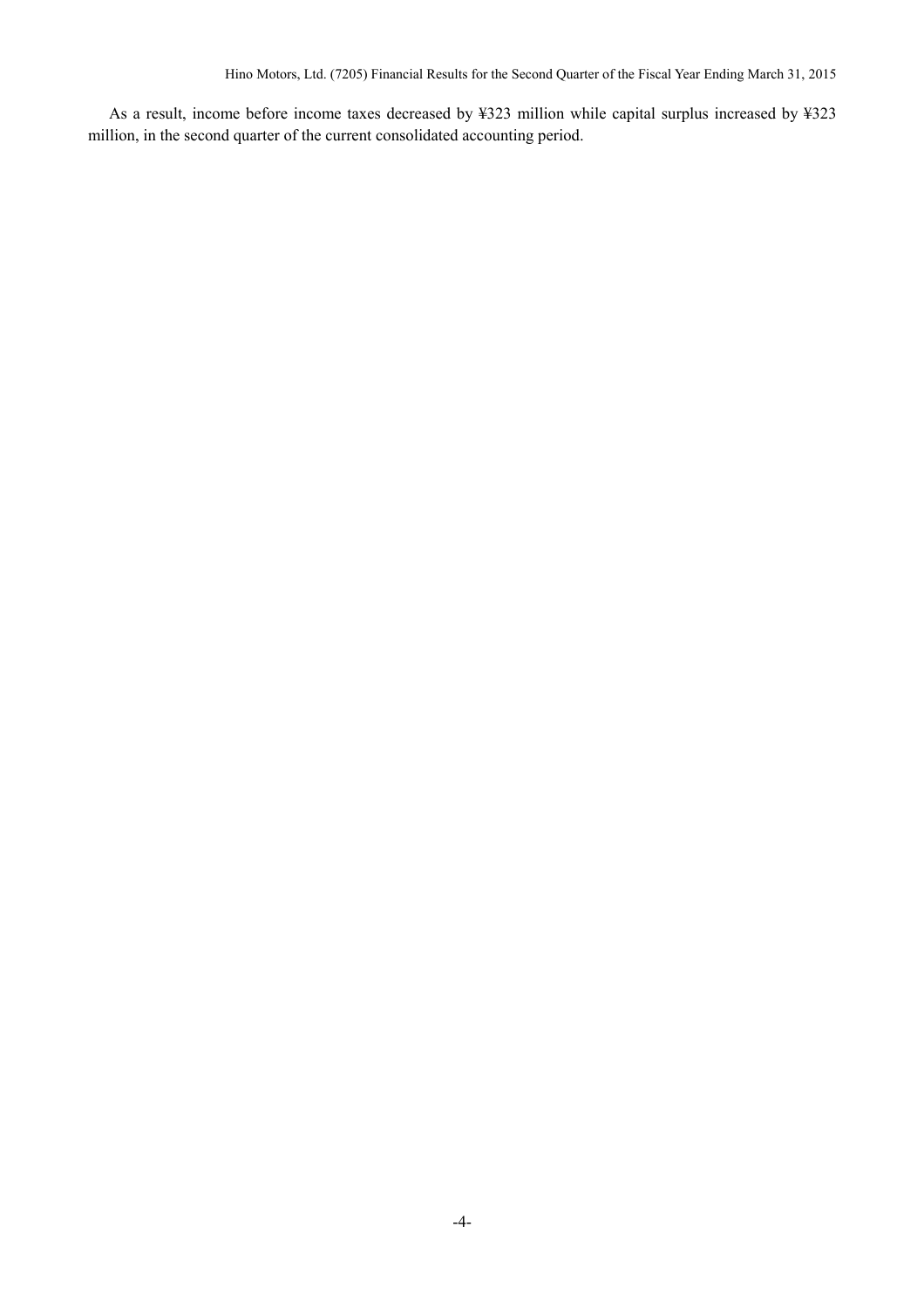As a result, income before income taxes decreased by ¥323 million while capital surplus increased by ¥323 million, in the second quarter of the current consolidated accounting period.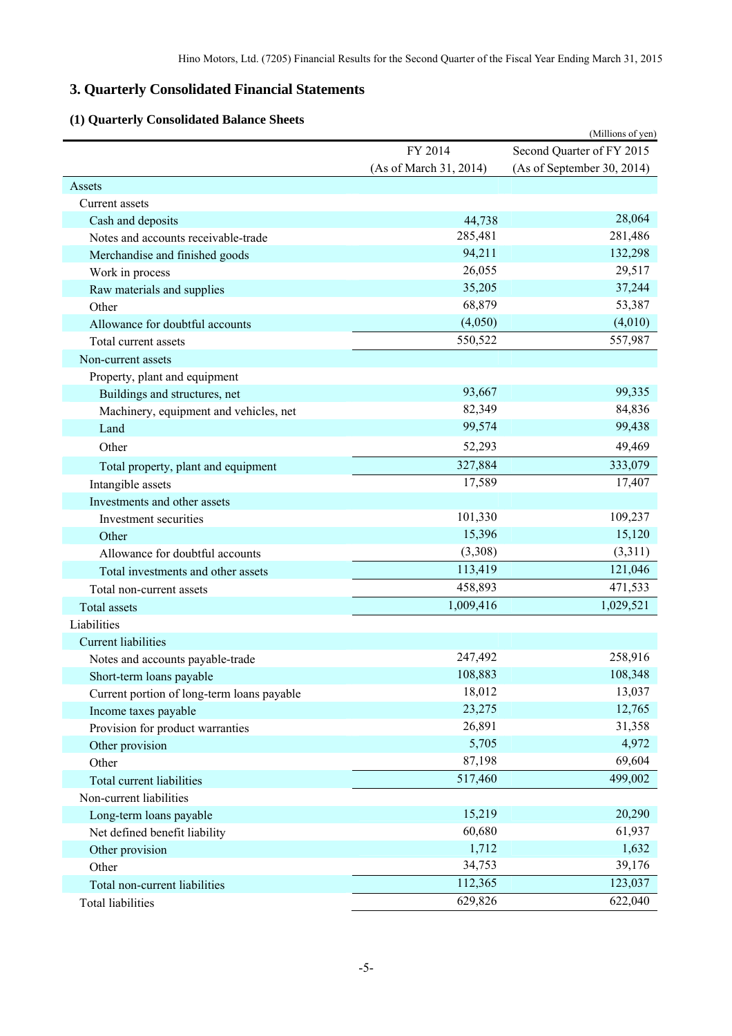## 3. Quarterly Consolidated Financial Statements

### (1) Quarterly Consolidated Balance Sheets

(Millions of yen)

| | FY 2014 (As of March 31, 2014) | Second Quarter of FY 2015 (As of September 30, 2014) |
|---|---|---|
| Assets | | |
| Current assets | | |
| Cash and deposits | 44,738 | 28,064 |
| Notes and accounts receivable-trade | 285,481 | 281,486 |
| Merchandise and finished goods | 94,211 | 132,298 |
| Work in process | 26,055 | 29,517 |
| Raw materials and supplies | 35,205 | 37,244 |
| Other | 68,879 | 53,387 |
| Allowance for doubtful accounts | (4,050) | (4,010) |
| Total current assets | 550,522 | 557,987 |
| Non-current assets | | |
| Property, plant and equipment | | |
| Buildings and structures, net | 93,667 | 99,335 |
| Machinery, equipment and vehicles, net | 82,349 | 84,836 |
| Land | 99,574 | 99,438 |
| Other | 52,293 | 49,469 |
| Total property, plant and equipment | 327,884 | 333,079 |
| Intangible assets | 17,589 | 17,407 |
| Investments and other assets | | |
| Investment securities | 101,330 | 109,237 |
| Other | 15,396 | 15,120 |
| Allowance for doubtful accounts | (3,308) | (3,311) |
| Total investments and other assets | 113,419 | 121,046 |
| Total non-current assets | 458,893 | 471,533 |
| Total assets | 1,009,416 | 1,029,521 |
| Liabilities | | |
| Current liabilities | | |
| Notes and accounts payable-trade | 247,492 | 258,916 |
| Short-term loans payable | 108,883 | 108,348 |
| Current portion of long-term loans payable | 18,012 | 13,037 |
| Income taxes payable | 23,275 | 12,765 |
| Provision for product warranties | 26,891 | 31,358 |
| Other provision | 5,705 | 4,972 |
| Other | 87,198 | 69,604 |
| Total current liabilities | 517,460 | 499,002 |
| Non-current liabilities | | |
| Long-term loans payable | 15,219 | 20,290 |
| Net defined benefit liability | 60,680 | 61,937 |
| Other provision | 1,712 | 1,632 |
| Other | 34,753 | 39,176 |
| Total non-current liabilities | 112,365 | 123,037 |
| Total liabilities | 629,826 | 622,040 |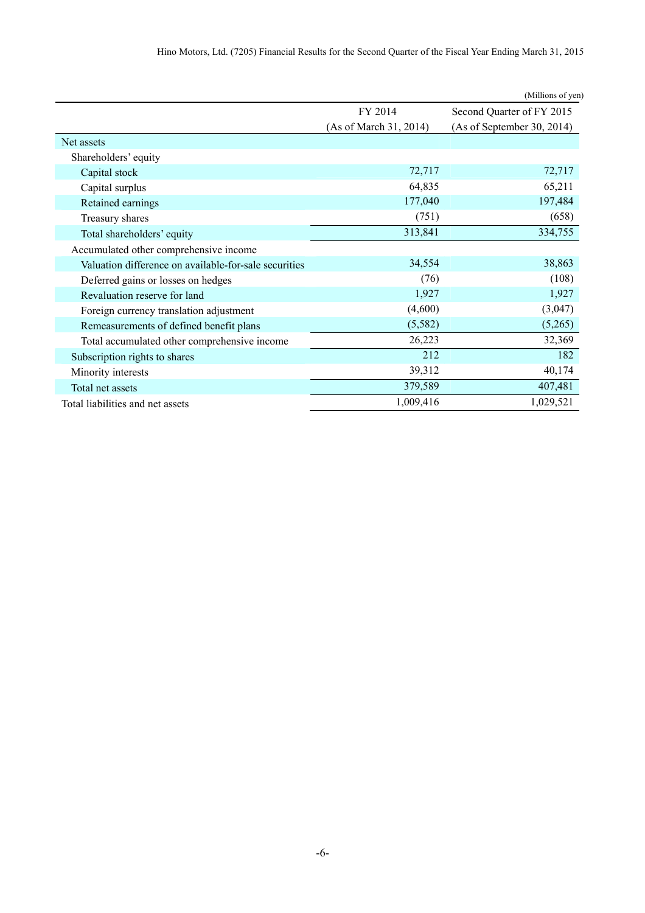(Millions of yen)

| | FY 2014 (As of March 31, 2014) | Second Quarter of FY 2015 (As of September 30, 2014) |
|---|---|---|
| Net assets | | |
| Shareholders' equity | | |
| Capital stock | 72,717 | 72,717 |
| Capital surplus | 64,835 | 65,211 |
| Retained earnings | 177,040 | 197,484 |
| Treasury shares | (751) | (658) |
| Total shareholders' equity | 313,841 | 334,755 |
| Accumulated other comprehensive income | | |
| Valuation difference on available-for-sale securities | 34,554 | 38,863 |
| Deferred gains or losses on hedges | (76) | (108) |
| Revaluation reserve for land | 1,927 | 1,927 |
| Foreign currency translation adjustment | (4,600) | (3,047) |
| Remeasurements of defined benefit plans | (5,582) | (5,265) |
| Total accumulated other comprehensive income | 26,223 | 32,369 |
| Subscription rights to shares | 212 | 182 |
| Minority interests | 39,312 | 40,174 |
| Total net assets | 379,589 | 407,481 |
| Total liabilities and net assets | 1,009,416 | 1,029,521 |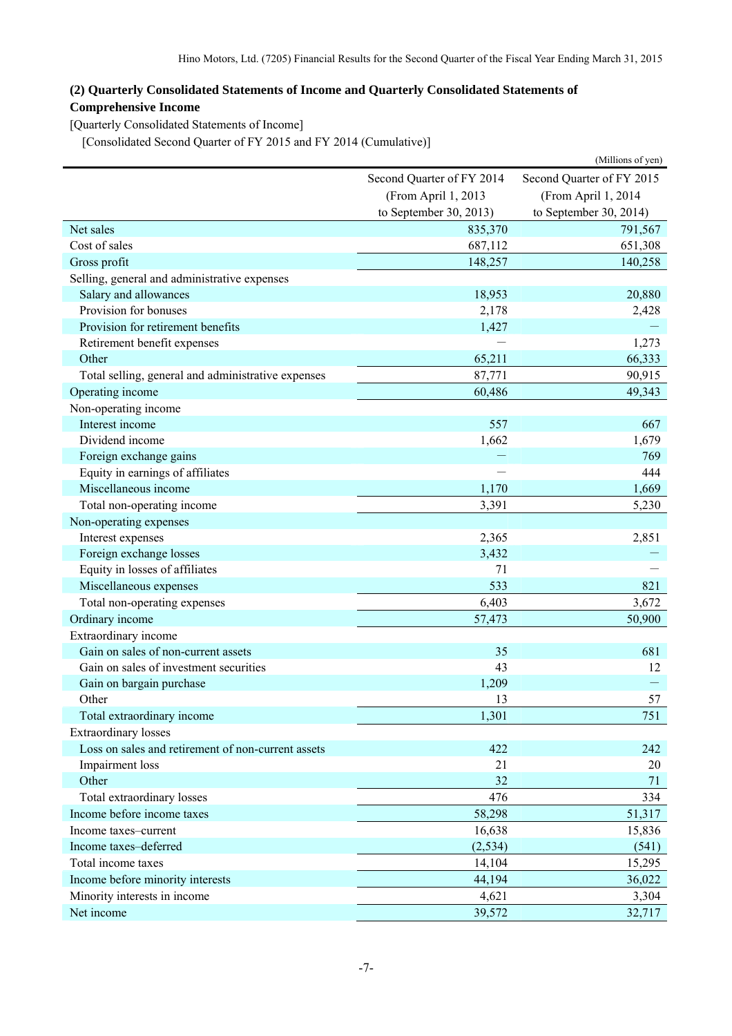## (2) Quarterly Consolidated Statements of Income and Quarterly Consolidated Statements of Comprehensive Income

[Quarterly Consolidated Statements of Income]

[Consolidated Second Quarter of FY 2015 and FY 2014 (Cumulative)]

(Millions of yen)

| | Second Quarter of FY 2014 (From April 1, 2013 to September 30, 2013) | Second Quarter of FY 2015 (From April 1, 2014 to September 30, 2014) |
|---|---|---|
| Net sales | 835,370 | 791,567 |
| Cost of sales | 687,112 | 651,308 |
| Gross profit | 148,257 | 140,258 |
| Selling, general and administrative expenses | | |
| Salary and allowances | 18,953 | 20,880 |
| Provision for bonuses | 2,178 | 2,428 |
| Provision for retirement benefits | 1,427 | — |
| Retirement benefit expenses | — | 1,273 |
| Other | 65,211 | 66,333 |
| Total selling, general and administrative expenses | 87,771 | 90,915 |
| Operating income | 60,486 | 49,343 |
| Non-operating income | | |
| Interest income | 557 | 667 |
| Dividend income | 1,662 | 1,679 |
| Foreign exchange gains | — | 769 |
| Equity in earnings of affiliates | — | 444 |
| Miscellaneous income | 1,170 | 1,669 |
| Total non-operating income | 3,391 | 5,230 |
| Non-operating expenses | | |
| Interest expenses | 2,365 | 2,851 |
| Foreign exchange losses | 3,432 | — |
| Equity in losses of affiliates | 71 | — |
| Miscellaneous expenses | 533 | 821 |
| Total non-operating expenses | 6,403 | 3,672 |
| Ordinary income | 57,473 | 50,900 |
| Extraordinary income | | |
| Gain on sales of non-current assets | 35 | 681 |
| Gain on sales of investment securities | 43 | 12 |
| Gain on bargain purchase | 1,209 | — |
| Other | 13 | 57 |
| Total extraordinary income | 1,301 | 751 |
| Extraordinary losses | | |
| Loss on sales and retirement of non-current assets | 422 | 242 |
| Impairment loss | 21 | 20 |
| Other | 32 | 71 |
| Total extraordinary losses | 476 | 334 |
| Income before income taxes | 58,298 | 51,317 |
| Income taxes–current | 16,638 | 15,836 |
| Income taxes–deferred | (2,534) | (541) |
| Total income taxes | 14,104 | 15,295 |
| Income before minority interests | 44,194 | 36,022 |
| Minority interests in income | 4,621 | 3,304 |
| Net income | 39,572 | 32,717 |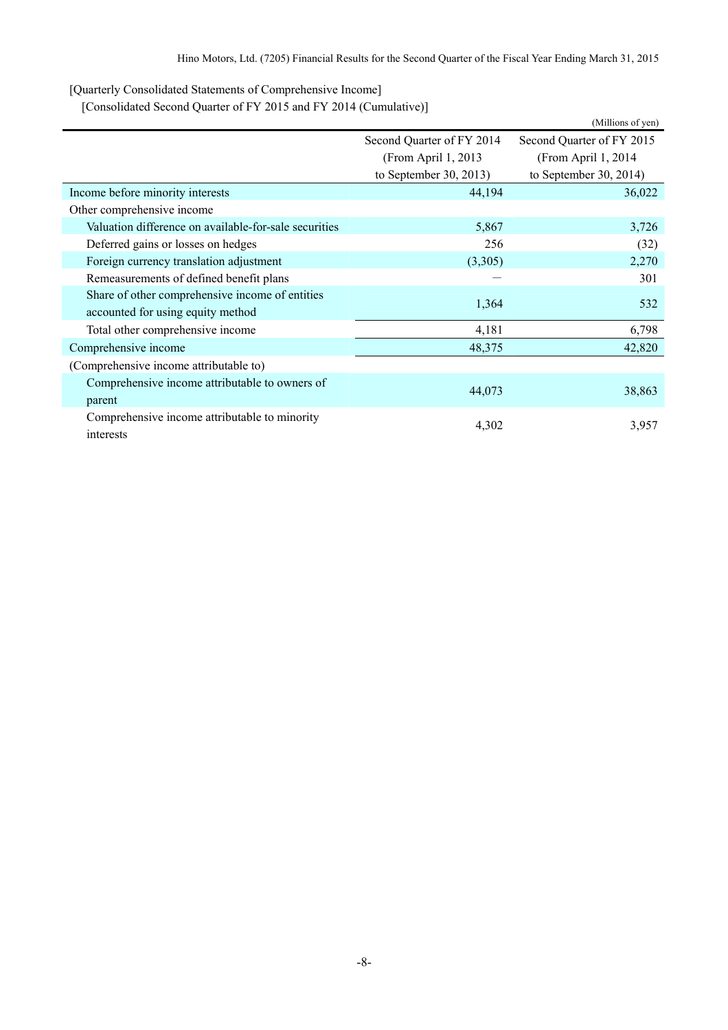[Quarterly Consolidated Statements of Comprehensive Income]

[Consolidated Second Quarter of FY 2015 and FY 2014 (Cumulative)]

(Millions of yen)

| | Second Quarter of FY 2014 (From April 1, 2013 to September 30, 2013) | Second Quarter of FY 2015 (From April 1, 2014 to September 30, 2014) |
|---|---|---|
| Income before minority interests | 44,194 | 36,022 |
| Other comprehensive income | | |
| Valuation difference on available-for-sale securities | 5,867 | 3,726 |
| Deferred gains or losses on hedges | 256 | (32) |
| Foreign currency translation adjustment | (3,305) | 2,270 |
| Remeasurements of defined benefit plans | — | 301 |
| Share of other comprehensive income of entities accounted for using equity method | 1,364 | 532 |
| Total other comprehensive income | 4,181 | 6,798 |
| Comprehensive income | 48,375 | 42,820 |
| (Comprehensive income attributable to) | | |
| Comprehensive income attributable to owners of parent | 44,073 | 38,863 |
| Comprehensive income attributable to minority interests | 4,302 | 3,957 |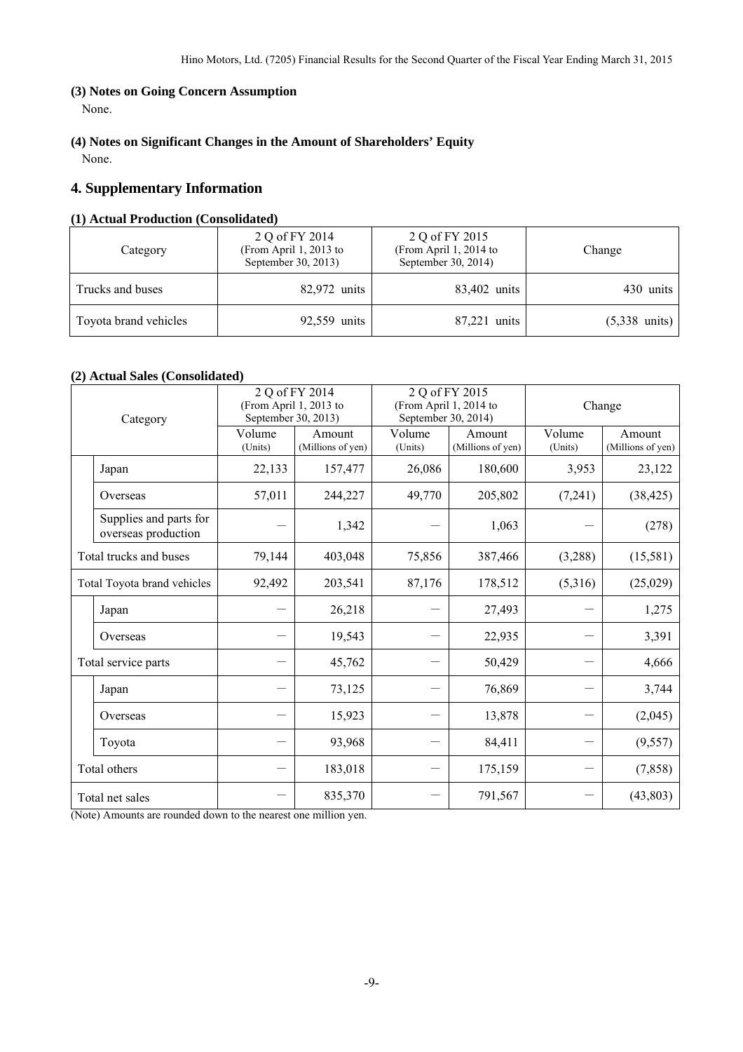### (3) Notes on Going Concern Assumption

None.

### (4) Notes on Significant Changes in the Amount of Shareholders' Equity

None.

## 4. Supplementary Information

### (1) Actual Production (Consolidated)

| Category | 2 Q of FY 2014 (From April 1, 2013 to September 30, 2013) | 2 Q of FY 2015 (From April 1, 2014 to September 30, 2014) | Change |
|---|---|---|---|
| Trucks and buses | 82,972 units | 83,402 units | 430 units |
| Toyota brand vehicles | 92,559 units | 87,221 units | (5,338 units) |

### (2) Actual Sales (Consolidated)

| Category | | 2 Q of FY 2014 (From April 1, 2013 to September 30, 2013) | | 2 Q of FY 2015 (From April 1, 2014 to September 30, 2014) | | Change | |
|---|---|---|---|---|---|---|---|
| | | Volume (Units) | Amount (Millions of yen) | Volume (Units) | Amount (Millions of yen) | Volume (Units) | Amount (Millions of yen) |
| | Japan | 22,133 | 157,477 | 26,086 | 180,600 | 3,953 | 23,122 |
| | Overseas | 57,011 | 244,227 | 49,770 | 205,802 | (7,241) | (38,425) |
| | Supplies and parts for overseas production | ― | 1,342 | ― | 1,063 | ― | (278) |
| Total trucks and buses | | 79,144 | 403,048 | 75,856 | 387,466 | (3,288) | (15,581) |
| Total Toyota brand vehicles | | 92,492 | 203,541 | 87,176 | 178,512 | (5,316) | (25,029) |
| | Japan | ― | 26,218 | ― | 27,493 | ― | 1,275 |
| | Overseas | ― | 19,543 | ― | 22,935 | ― | 3,391 |
| Total service parts | | ― | 45,762 | ― | 50,429 | ― | 4,666 |
| | Japan | ― | 73,125 | ― | 76,869 | ― | 3,744 |
| | Overseas | ― | 15,923 | ― | 13,878 | ― | (2,045) |
| | Toyota | ― | 93,968 | ― | 84,411 | ― | (9,557) |
| Total others | | ― | 183,018 | ― | 175,159 | ― | (7,858) |
| Total net sales | | ― | 835,370 | ― | 791,567 | ― | (43,803) |

(Note) Amounts are rounded down to the nearest one million yen.